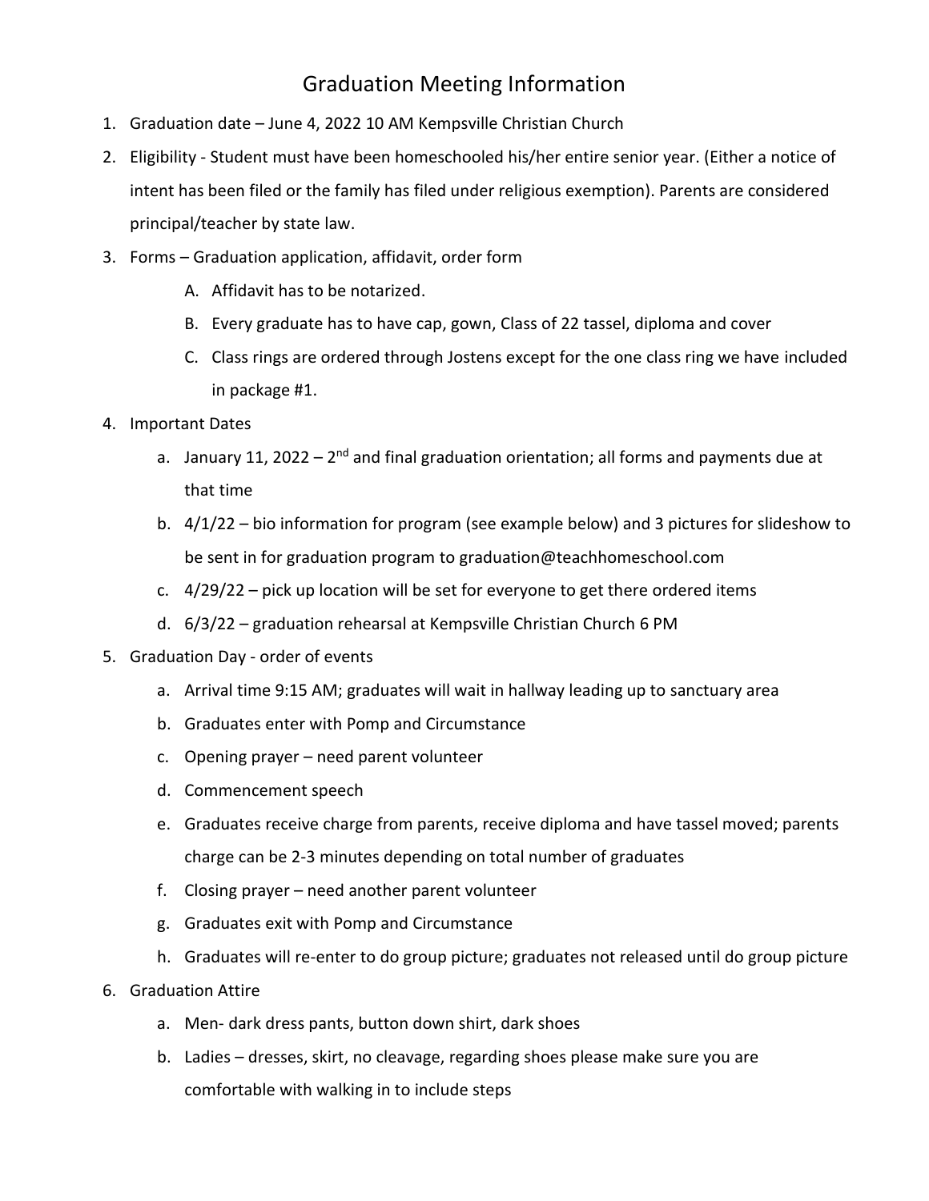# Graduation Meeting Information

1. Graduation date – June 4, 2022 10 AM Kempsville Christian Church
2. Eligibility - Student must have been homeschooled his/her entire senior year. (Either a notice of intent has been filed or the family has filed under religious exemption). Parents are considered principal/teacher by state law.
3. Forms – Graduation application, affidavit, order form
   A. Affidavit has to be notarized.
   B. Every graduate has to have cap, gown, Class of 22 tassel, diploma and cover
   C. Class rings are ordered through Jostens except for the one class ring we have included in package #1.
4. Important Dates
   a. January 11, 2022 – 2nd and final graduation orientation; all forms and payments due at that time
   b. 4/1/22 – bio information for program (see example below) and 3 pictures for slideshow to be sent in for graduation program to graduation@teachhomeschool.com
   c. 4/29/22 – pick up location will be set for everyone to get there ordered items
   d. 6/3/22 – graduation rehearsal at Kempsville Christian Church 6 PM
5. Graduation Day - order of events
   a. Arrival time 9:15 AM; graduates will wait in hallway leading up to sanctuary area
   b. Graduates enter with Pomp and Circumstance
   c. Opening prayer – need parent volunteer
   d. Commencement speech
   e. Graduates receive charge from parents, receive diploma and have tassel moved; parents charge can be 2-3 minutes depending on total number of graduates
   f. Closing prayer – need another parent volunteer
   g. Graduates exit with Pomp and Circumstance
   h. Graduates will re-enter to do group picture; graduates not released until do group picture
6. Graduation Attire
   a. Men- dark dress pants, button down shirt, dark shoes
   b. Ladies – dresses, skirt, no cleavage, regarding shoes please make sure you are comfortable with walking in to include steps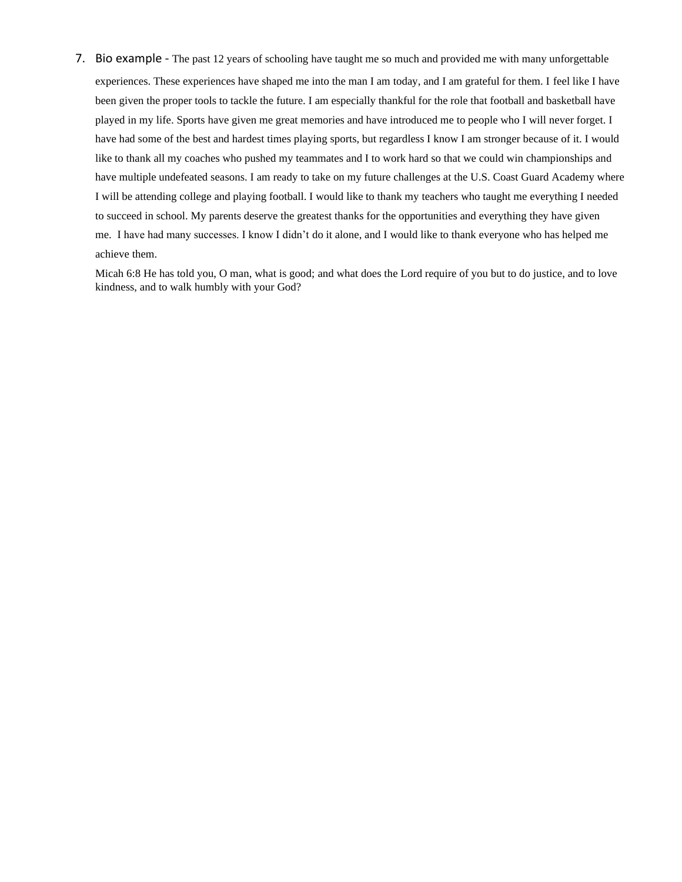7. Bio example - The past 12 years of schooling have taught me so much and provided me with many unforgettable experiences. These experiences have shaped me into the man I am today, and I am grateful for them. I feel like I have been given the proper tools to tackle the future. I am especially thankful for the role that football and basketball have played in my life. Sports have given me great memories and have introduced me to people who I will never forget. I have had some of the best and hardest times playing sports, but regardless I know I am stronger because of it. I would like to thank all my coaches who pushed my teammates and I to work hard so that we could win championships and have multiple undefeated seasons. I am ready to take on my future challenges at the U.S. Coast Guard Academy where I will be attending college and playing football. I would like to thank my teachers who taught me everything I needed to succeed in school. My parents deserve the greatest thanks for the opportunities and everything they have given me. I have had many successes. I know I didn't do it alone, and I would like to thank everyone who has helped me achieve them.

   Micah 6:8 He has told you, O man, what is good; and what does the Lord require of you but to do justice, and to love kindness, and to walk humbly with your God?